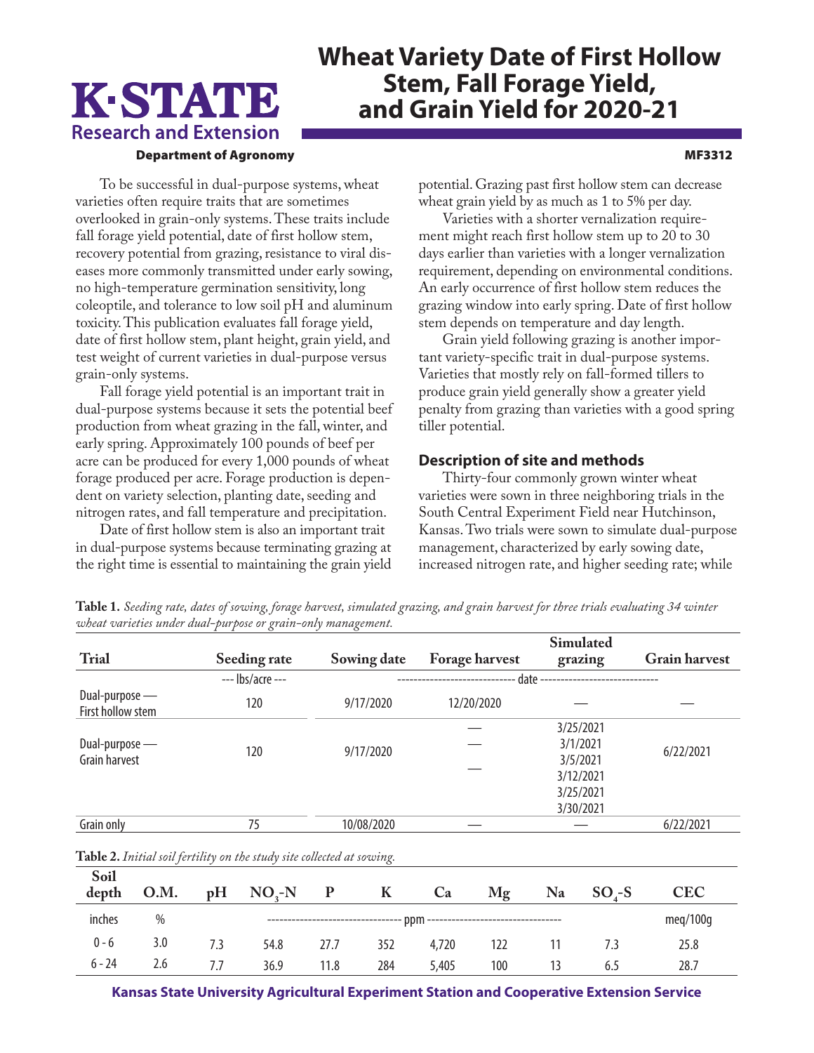# Wheat Variety Date of First Hollow Stem, Fall Forage Yield, and Grain Yield for 2020-21

**Department of Agronomy** MF3312

To be successful in dual-purpose systems, wheat varieties often require traits that are sometimes overlooked in grain-only systems. These traits include fall forage yield potential, date of first hollow stem, recovery potential from grazing, resistance to viral diseases more commonly transmitted under early sowing, no high-temperature germination sensitivity, long coleoptile, and tolerance to low soil pH and aluminum toxicity. This publication evaluates fall forage yield, date of first hollow stem, plant height, grain yield, and test weight of current varieties in dual-purpose versus grain-only systems.

Fall forage yield potential is an important trait in dual-purpose systems because it sets the potential beef production from wheat grazing in the fall, winter, and early spring. Approximately 100 pounds of beef per acre can be produced for every 1,000 pounds of wheat forage produced per acre. Forage production is dependent on variety selection, planting date, seeding and nitrogen rates, and fall temperature and precipitation.

Date of first hollow stem is also an important trait in dual-purpose systems because terminating grazing at the right time is essential to maintaining the grain yield potential. Grazing past first hollow stem can decrease wheat grain yield by as much as 1 to 5% per day.

Varieties with a shorter vernalization requirement might reach first hollow stem up to 20 to 30 days earlier than varieties with a longer vernalization requirement, depending on environmental conditions. An early occurrence of first hollow stem reduces the grazing window into early spring. Date of first hollow stem depends on temperature and day length.

Grain yield following grazing is another important variety-specific trait in dual-purpose systems. Varieties that mostly rely on fall-formed tillers to produce grain yield generally show a greater yield penalty from grazing than varieties with a good spring tiller potential.

### Description of site and methods

Thirty-four commonly grown winter wheat varieties were sown in three neighboring trials in the South Central Experiment Field near Hutchinson, Kansas. Two trials were sown to simulate dual-purpose management, characterized by early sowing date, increased nitrogen rate, and higher seeding rate; while

**Table 1.** *Seeding rate, dates of sowing, forage harvest, simulated grazing, and grain harvest for three trials evaluating 34 winter wheat varieties under dual-purpose or grain-only management.*

| Trial | Seeding rate | Sowing date | Forage harvest | Simulated grazing | Grain harvest |
|---|---|---|---|---|---|
| | --- lbs/acre --- | date | | | |
| Dual-purpose — First hollow stem | 120 | 9/17/2020 | 12/20/2020 | — | — |
| Dual-purpose — Grain harvest | 120 | 9/17/2020 | — | 3/25/2021 | 6/22/2021 |
| | | | — | 3/1/2021 | |
| | | | — | 3/5/2021 | |
| | | | | 3/12/2021 | |
| | | | | 3/25/2021 | |
| | | | | 3/30/2021 | |
| Grain only | 75 | 10/08/2020 | — | — | 6/22/2021 |

**Table 2.** *Initial soil fertility on the study site collected at sowing.*

| Soil depth | O.M. | pH | $NO_3$-N | P | K | Ca | Mg | Na | $SO_4$-S | CEC |
|---|---|---|---|---|---|---|---|---|---|---|
| inches | % | | ppm | | | | | | | meq/100g |
| 0 - 6 | 3.0 | 7.3 | 54.8 | 27.7 | 352 | 4,720 | 122 | 11 | 7.3 | 25.8 |
| 6 - 24 | 2.6 | 7.7 | 36.9 | 11.8 | 284 | 5,405 | 100 | 13 | 6.5 | 28.7 |

Kansas State University Agricultural Experiment Station and Cooperative Extension Service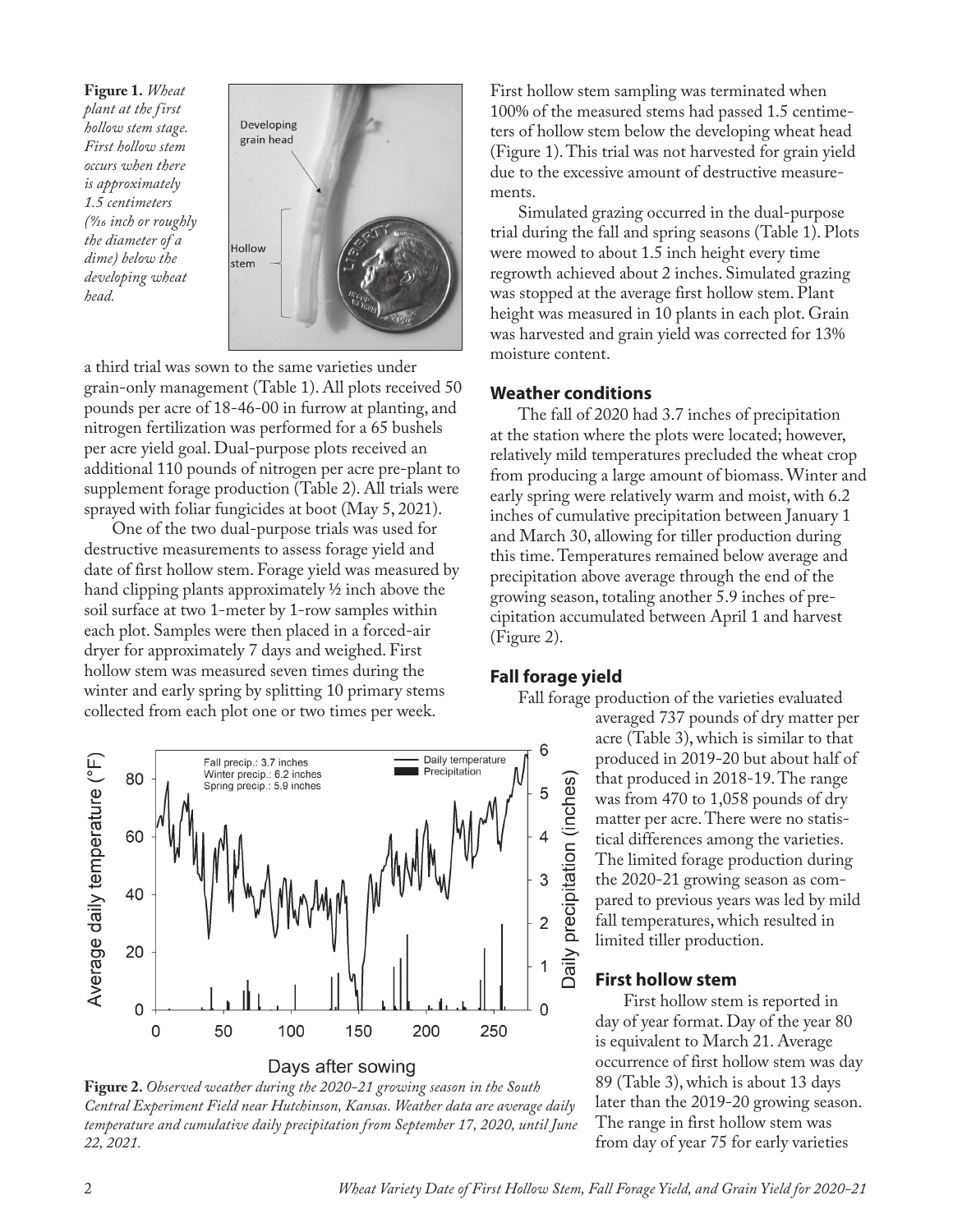**Figure 1.** *Wheat plant at the first hollow stem stage. First hollow stem occurs when there is approximately 1.5 centimeters (9⁄16 inch or roughly the diameter of a dime) below the developing wheat head.*

a third trial was sown to the same varieties under grain-only management (Table 1). All plots received 50 pounds per acre of 18-46-00 in furrow at planting, and nitrogen fertilization was performed for a 65 bushels per acre yield goal. Dual-purpose plots received an additional 110 pounds of nitrogen per acre pre-plant to supplement forage production (Table 2). All trials were sprayed with foliar fungicides at boot (May 5, 2021).

One of the two dual-purpose trials was used for destructive measurements to assess forage yield and date of first hollow stem. Forage yield was measured by hand clipping plants approximately ½ inch above the soil surface at two 1-meter by 1-row samples within each plot. Samples were then placed in a forced-air dryer for approximately 7 days and weighed. First hollow stem was measured seven times during the winter and early spring by splitting 10 primary stems collected from each plot one or two times per week.

First hollow stem sampling was terminated when 100% of the measured stems had passed 1.5 centimeters of hollow stem below the developing wheat head (Figure 1). This trial was not harvested for grain yield due to the excessive amount of destructive measurements.

Simulated grazing occurred in the dual-purpose trial during the fall and spring seasons (Table 1). Plots were mowed to about 1.5 inch height every time regrowth achieved about 2 inches. Simulated grazing was stopped at the average first hollow stem. Plant height was measured in 10 plants in each plot. Grain was harvested and grain yield was corrected for 13% moisture content.

**Figure 2.** *Observed weather during the 2020-21 growing season in the South Central Experiment Field near Hutchinson, Kansas. Weather data are average daily temperature and cumulative daily precipitation from September 17, 2020, until June 22, 2021.*

## Weather conditions

The fall of 2020 had 3.7 inches of precipitation at the station where the plots were located; however, relatively mild temperatures precluded the wheat crop from producing a large amount of biomass. Winter and early spring were relatively warm and moist, with 6.2 inches of cumulative precipitation between January 1 and March 30, allowing for tiller production during this time. Temperatures remained below average and precipitation above average through the end of the growing season, totaling another 5.9 inches of precipitation accumulated between April 1 and harvest (Figure 2).

## Fall forage yield

Fall forage production of the varieties evaluated averaged 737 pounds of dry matter per acre (Table 3), which is similar to that produced in 2019-20 but about half of that produced in 2018-19. The range was from 470 to 1,058 pounds of dry matter per acre. There were no statistical differences among the varieties. The limited forage production during the 2020-21 growing season as compared to previous years was led by mild fall temperatures, which resulted in limited tiller production.

## First hollow stem

First hollow stem is reported in day of year format. Day of the year 80 is equivalent to March 21. Average occurrence of first hollow stem was day 89 (Table 3), which is about 13 days later than the 2019-20 growing season. The range in first hollow stem was from day of year 75 for early varieties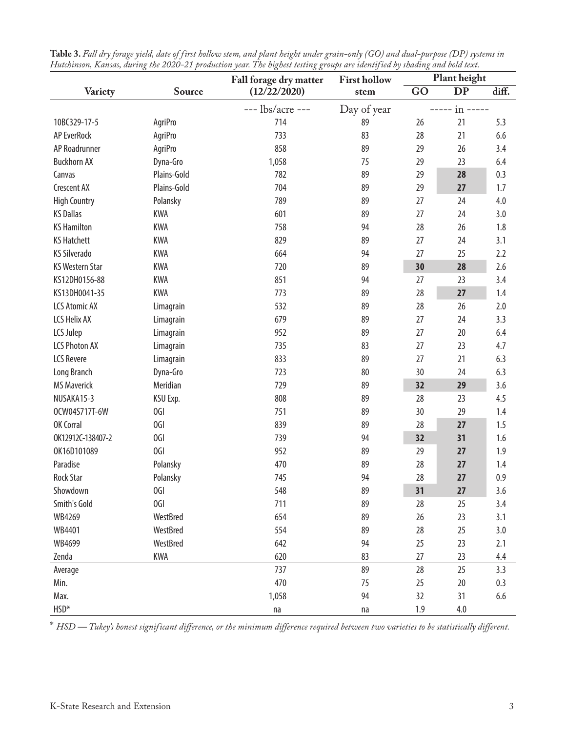**Table 3.** *Fall dry forage yield, date of first hollow stem, and plant height under grain-only (GO) and dual-purpose (DP) systems in Hutchinson, Kansas, during the 2020-21 production year. The highest testing groups are identified by shading and bold text.*

| Variety | Source | Fall forage dry matter (12/22/2020) | First hollow stem | Plant height | | |
|---|---|---|---|---|---|---|
| | | | | GO | DP | diff. |
| | | --- lbs/acre --- | Day of year | ----- in ----- | | |
| 10BC329-17-5 | AgriPro | 714 | 89 | 26 | 21 | 5.3 |
| AP EverRock | AgriPro | 733 | 83 | 28 | 21 | 6.6 |
| AP Roadrunner | AgriPro | 858 | 89 | 29 | 26 | 3.4 |
| Buckhorn AX | Dyna-Gro | 1,058 | 75 | 29 | 23 | 6.4 |
| Canvas | Plains-Gold | 782 | 89 | 29 | **28** | 0.3 |
| Crescent AX | Plains-Gold | 704 | 89 | 29 | **27** | 1.7 |
| High Country | Polansky | 789 | 89 | 27 | 24 | 4.0 |
| KS Dallas | KWA | 601 | 89 | 27 | 24 | 3.0 |
| KS Hamilton | KWA | 758 | 94 | 28 | 26 | 1.8 |
| KS Hatchett | KWA | 829 | 89 | 27 | 24 | 3.1 |
| KS Silverado | KWA | 664 | 94 | 27 | 25 | 2.2 |
| KS Western Star | KWA | 720 | 89 | **30** | **28** | 2.6 |
| KS12DH0156-88 | KWA | 851 | 94 | 27 | 23 | 3.4 |
| KS13DH0041-35 | KWA | 773 | 89 | 28 | **27** | 1.4 |
| LCS Atomic AX | Limagrain | 532 | 89 | 28 | 26 | 2.0 |
| LCS Helix AX | Limagrain | 679 | 89 | 27 | 24 | 3.3 |
| LCS Julep | Limagrain | 952 | 89 | 27 | 20 | 6.4 |
| LCS Photon AX | Limagrain | 735 | 83 | 27 | 23 | 4.7 |
| LCS Revere | Limagrain | 833 | 89 | 27 | 21 | 6.3 |
| Long Branch | Dyna-Gro | 723 | 80 | 30 | 24 | 6.3 |
| MS Maverick | Meridian | 729 | 89 | **32** | **29** | 3.6 |
| NUSAKA15-3 | KSU Exp. | 808 | 89 | 28 | 23 | 4.5 |
| OCW04S717T-6W | OGI | 751 | 89 | 30 | 29 | 1.4 |
| OK Corral | OGI | 839 | 89 | 28 | **27** | 1.5 |
| OK12912C-138407-2 | OGI | 739 | 94 | **32** | **31** | 1.6 |
| OK16D101089 | OGI | 952 | 89 | 29 | **27** | 1.9 |
| Paradise | Polansky | 470 | 89 | 28 | **27** | 1.4 |
| Rock Star | Polansky | 745 | 94 | 28 | **27** | 0.9 |
| Showdown | OGI | 548 | 89 | **31** | **27** | 3.6 |
| Smith's Gold | OGI | 711 | 89 | 28 | 25 | 3.4 |
| WB4269 | WestBred | 654 | 89 | 26 | 23 | 3.1 |
| WB4401 | WestBred | 554 | 89 | 28 | 25 | 3.0 |
| WB4699 | WestBred | 642 | 94 | 25 | 23 | 2.1 |
| Zenda | KWA | 620 | 83 | 27 | 23 | 4.4 |
| Average | | 737 | 89 | 28 | 25 | 3.3 |
| Min. | | 470 | 75 | 25 | 20 | 0.3 |
| Max. | | 1,058 | 94 | 32 | 31 | 6.6 |
| HSD* | | na | na | 1.9 | 4.0 | |

\* *HSD — Tukey's honest significant difference, or the minimum difference required between two varieties to be statistically different.*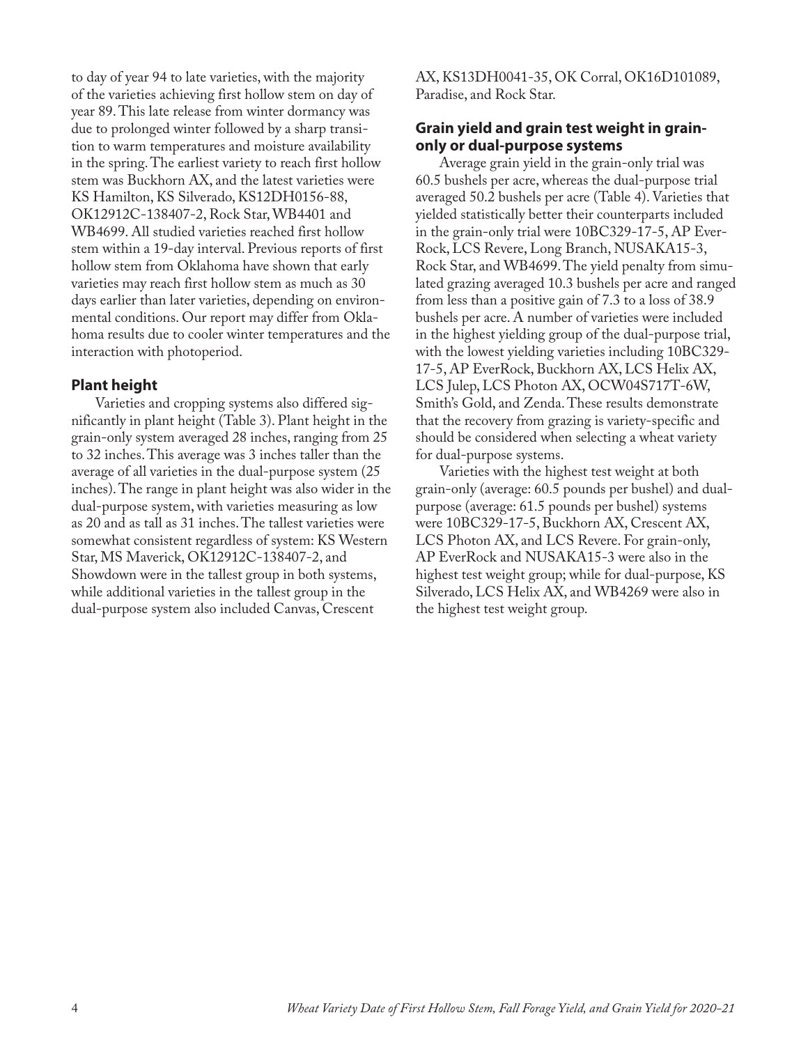to day of year 94 to late varieties, with the majority of the varieties achieving first hollow stem on day of year 89. This late release from winter dormancy was due to prolonged winter followed by a sharp transition to warm temperatures and moisture availability in the spring. The earliest variety to reach first hollow stem was Buckhorn AX, and the latest varieties were KS Hamilton, KS Silverado, KS12DH0156-88, OK12912C-138407-2, Rock Star, WB4401 and WB4699. All studied varieties reached first hollow stem within a 19-day interval. Previous reports of first hollow stem from Oklahoma have shown that early varieties may reach first hollow stem as much as 30 days earlier than later varieties, depending on environmental conditions. Our report may differ from Oklahoma results due to cooler winter temperatures and the interaction with photoperiod.

## Plant height

Varieties and cropping systems also differed significantly in plant height (Table 3). Plant height in the grain-only system averaged 28 inches, ranging from 25 to 32 inches. This average was 3 inches taller than the average of all varieties in the dual-purpose system (25 inches). The range in plant height was also wider in the dual-purpose system, with varieties measuring as low as 20 and as tall as 31 inches. The tallest varieties were somewhat consistent regardless of system: KS Western Star, MS Maverick, OK12912C-138407-2, and Showdown were in the tallest group in both systems, while additional varieties in the tallest group in the dual-purpose system also included Canvas, Crescent AX, KS13DH0041-35, OK Corral, OK16D101089, Paradise, and Rock Star.

## Grain yield and grain test weight in grain-only or dual-purpose systems

Average grain yield in the grain-only trial was 60.5 bushels per acre, whereas the dual-purpose trial averaged 50.2 bushels per acre (Table 4). Varieties that yielded statistically better their counterparts included in the grain-only trial were 10BC329-17-5, AP EverRock, LCS Revere, Long Branch, NUSAKA15-3, Rock Star, and WB4699. The yield penalty from simulated grazing averaged 10.3 bushels per acre and ranged from less than a positive gain of 7.3 to a loss of 38.9 bushels per acre. A number of varieties were included in the highest yielding group of the dual-purpose trial, with the lowest yielding varieties including 10BC329-17-5, AP EverRock, Buckhorn AX, LCS Helix AX, LCS Julep, LCS Photon AX, OCW04S717T-6W, Smith's Gold, and Zenda. These results demonstrate that the recovery from grazing is variety-specific and should be considered when selecting a wheat variety for dual-purpose systems.

Varieties with the highest test weight at both grain-only (average: 60.5 pounds per bushel) and dual-purpose (average: 61.5 pounds per bushel) systems were 10BC329-17-5, Buckhorn AX, Crescent AX, LCS Photon AX, and LCS Revere. For grain-only, AP EverRock and NUSAKA15-3 were also in the highest test weight group; while for dual-purpose, KS Silverado, LCS Helix AX, and WB4269 were also in the highest test weight group.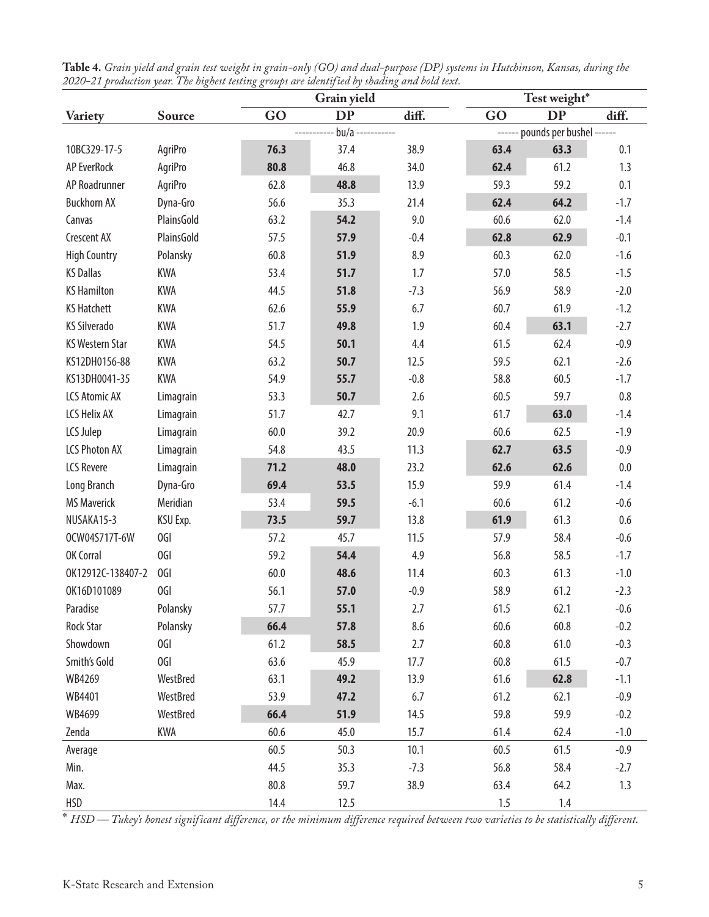**Table 4.** *Grain yield and grain test weight in grain-only (GO) and dual-purpose (DP) systems in Hutchinson, Kansas, during the 2020-21 production year. The highest testing groups are identified by shading and bold text.*

| | | Grain yield | | | Test weight* | | |
|---|---|---|---|---|---|---|---|
| **Variety** | **Source** | **GO** | **DP** | **diff.** | **GO** | **DP** | **diff.** |
| | | ----------- bu/a ----------- | | | ------ pounds per bushel ------ | | |
| 10BC329-17-5 | AgriPro | **76.3** | 37.4 | 38.9 | **63.4** | **63.3** | 0.1 |
| AP EverRock | AgriPro | **80.8** | 46.8 | 34.0 | **62.4** | 61.2 | 1.3 |
| AP Roadrunner | AgriPro | 62.8 | **48.8** | 13.9 | 59.3 | 59.2 | 0.1 |
| Buckhorn AX | Dyna-Gro | 56.6 | 35.3 | 21.4 | **62.4** | **64.2** | -1.7 |
| Canvas | PlainsGold | 63.2 | **54.2** | 9.0 | 60.6 | 62.0 | -1.4 |
| Crescent AX | PlainsGold | 57.5 | **57.9** | -0.4 | **62.8** | **62.9** | -0.1 |
| High Country | Polansky | 60.8 | **51.9** | 8.9 | 60.3 | 62.0 | -1.6 |
| KS Dallas | KWA | 53.4 | **51.7** | 1.7 | 57.0 | 58.5 | -1.5 |
| KS Hamilton | KWA | 44.5 | **51.8** | -7.3 | 56.9 | 58.9 | -2.0 |
| KS Hatchett | KWA | 62.6 | **55.9** | 6.7 | 60.7 | 61.9 | -1.2 |
| KS Silverado | KWA | 51.7 | **49.8** | 1.9 | 60.4 | **63.1** | -2.7 |
| KS Western Star | KWA | 54.5 | **50.1** | 4.4 | 61.5 | 62.4 | -0.9 |
| KS12DH0156-88 | KWA | 63.2 | **50.7** | 12.5 | 59.5 | 62.1 | -2.6 |
| KS13DH0041-35 | KWA | 54.9 | **55.7** | -0.8 | 58.8 | 60.5 | -1.7 |
| LCS Atomic AX | Limagrain | 53.3 | **50.7** | 2.6 | 60.5 | 59.7 | 0.8 |
| LCS Helix AX | Limagrain | 51.7 | 42.7 | 9.1 | 61.7 | **63.0** | -1.4 |
| LCS Julep | Limagrain | 60.0 | 39.2 | 20.9 | 60.6 | 62.5 | -1.9 |
| LCS Photon AX | Limagrain | 54.8 | 43.5 | 11.3 | **62.7** | **63.5** | -0.9 |
| LCS Revere | Limagrain | **71.2** | **48.0** | 23.2 | **62.6** | **62.6** | 0.0 |
| Long Branch | Dyna-Gro | **69.4** | **53.5** | 15.9 | 59.9 | 61.4 | -1.4 |
| MS Maverick | Meridian | 53.4 | **59.5** | -6.1 | 60.6 | 61.2 | -0.6 |
| NUSAKA15-3 | KSU Exp. | **73.5** | **59.7** | 13.8 | **61.9** | 61.3 | 0.6 |
| OCW04S717T-6W | OGI | 57.2 | 45.7 | 11.5 | 57.9 | 58.4 | -0.6 |
| OK Corral | OGI | 59.2 | **54.4** | 4.9 | 56.8 | 58.5 | -1.7 |
| OK12912C-138407-2 | OGI | 60.0 | **48.6** | 11.4 | 60.3 | 61.3 | -1.0 |
| OK16D101089 | OGI | 56.1 | **57.0** | -0.9 | 58.9 | 61.2 | -2.3 |
| Paradise | Polansky | 57.7 | **55.1** | 2.7 | 61.5 | 62.1 | -0.6 |
| Rock Star | Polansky | **66.4** | **57.8** | 8.6 | 60.6 | 60.8 | -0.2 |
| Showdown | OGI | 61.2 | **58.5** | 2.7 | 60.8 | 61.0 | -0.3 |
| Smith's Gold | OGI | 63.6 | 45.9 | 17.7 | 60.8 | 61.5 | -0.7 |
| WB4269 | WestBred | 63.1 | **49.2** | 13.9 | 61.6 | **62.8** | -1.1 |
| WB4401 | WestBred | 53.9 | **47.2** | 6.7 | 61.2 | 62.1 | -0.9 |
| WB4699 | WestBred | **66.4** | **51.9** | 14.5 | 59.8 | 59.9 | -0.2 |
| Zenda | KWA | 60.6 | 45.0 | 15.7 | 61.4 | 62.4 | -1.0 |
| Average | | 60.5 | 50.3 | 10.1 | 60.5 | 61.5 | -0.9 |
| Min. | | 44.5 | 35.3 | -7.3 | 56.8 | 58.4 | -2.7 |
| Max. | | 80.8 | 59.7 | 38.9 | 63.4 | 64.2 | 1.3 |
| HSD | | 14.4 | 12.5 | | 1.5 | 1.4 | |

\* *HSD — Tukey's honest significant difference, or the minimum difference required between two varieties to be statistically different.*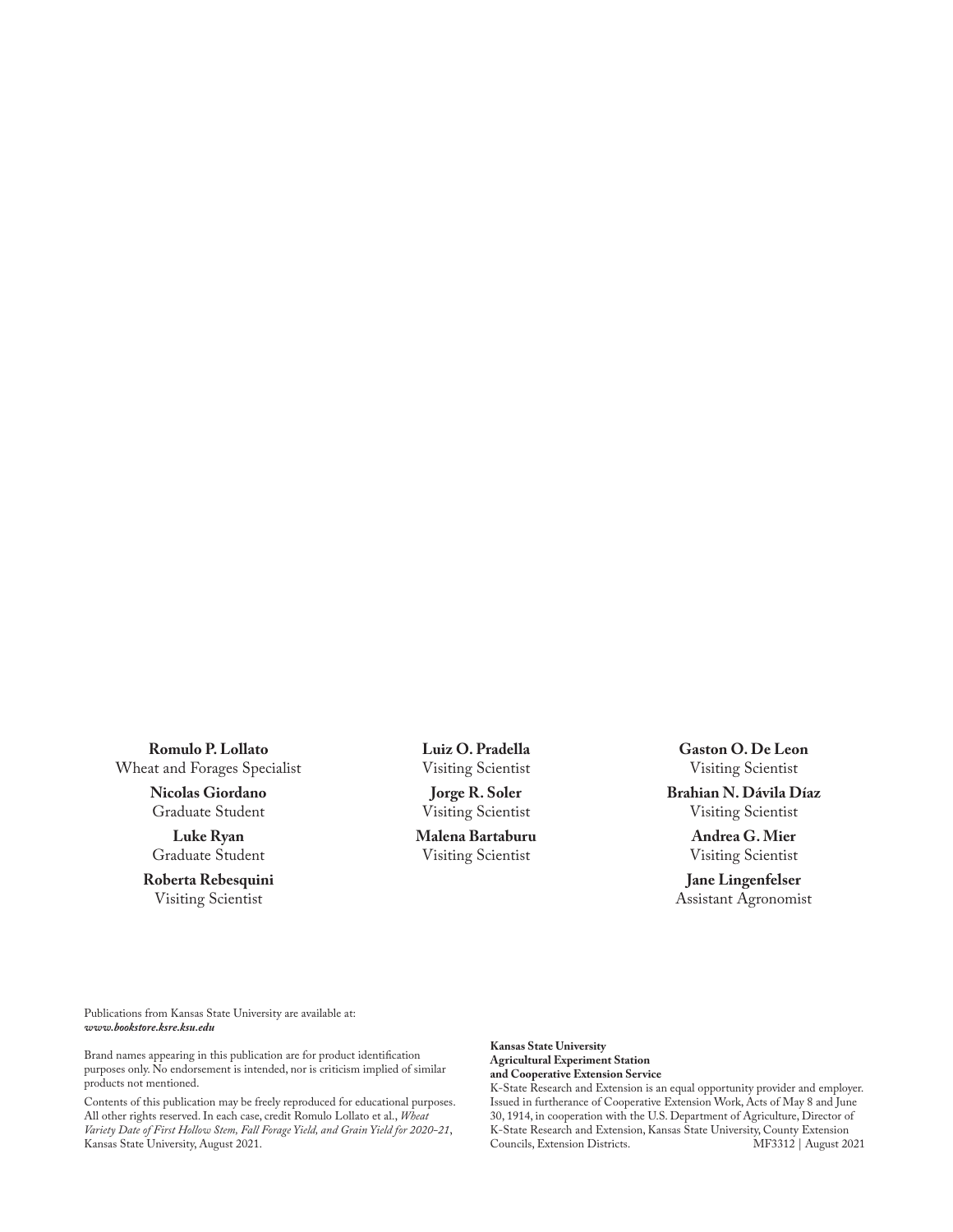**Romulo P. Lollato**
Wheat and Forages Specialist

**Nicolas Giordano**
Graduate Student

**Luke Ryan**
Graduate Student

**Roberta Rebesquini**
Visiting Scientist

**Luiz O. Pradella**
Visiting Scientist

**Jorge R. Soler**
Visiting Scientist

**Malena Bartaburu**
Visiting Scientist

**Gaston O. De Leon**
Visiting Scientist

**Brahian N. Dávila Díaz**
Visiting Scientist

**Andrea G. Mier**
Visiting Scientist

**Jane Lingenfelser**
Assistant Agronomist

Publications from Kansas State University are available at:
***www.bookstore.ksre.ksu.edu***

Brand names appearing in this publication are for product identification purposes only. No endorsement is intended, nor is criticism implied of similar products not mentioned.

Contents of this publication may be freely reproduced for educational purposes. All other rights reserved. In each case, credit Romulo Lollato et al., *Wheat Variety Date of First Hollow Stem, Fall Forage Yield, and Grain Yield for 2020-21*, Kansas State University, August 2021.

**Kansas State University**
**Agricultural Experiment Station**
**and Cooperative Extension Service**

K-State Research and Extension is an equal opportunity provider and employer. Issued in furtherance of Cooperative Extension Work, Acts of May 8 and June 30, 1914, in cooperation with the U.S. Department of Agriculture, Director of K-State Research and Extension, Kansas State University, County Extension Councils, Extension Districts.

MF3312 | August 2021